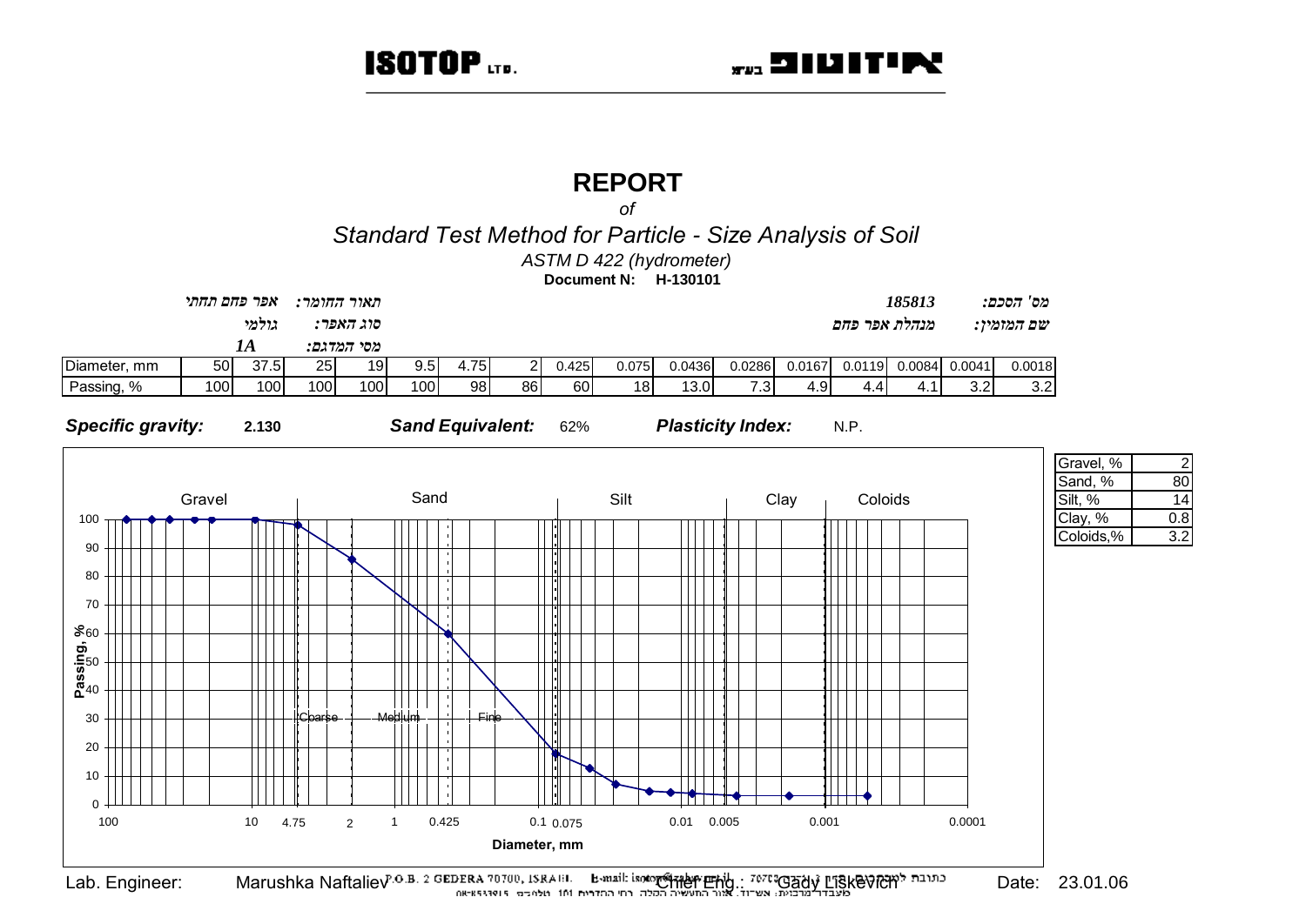ISOTOP LTD. איזוטופ בע"מ

# REPORT

*of*

## Standard Test Method for Particle - Size Analysis of Soil

*ASTM D 422 (hydrometer)*

**Document N: H-130101**

| | | | |
|---|---|---|---|
| מס' הסכם: | 185813 | תאור החומר: | אפר פחם תחתי |
| שם המזמין: | מנהלת אפר פחם | סוג האפר: | גולמי |
| | | מסי המדגם: | 1A |

| Diameter, mm | 50 | 37.5 | 25 | 19 | 9.5 | 4.75 | 2 | 0.425 | 0.075 | 0.0436 | 0.0286 | 0.0167 | 0.0119 | 0.0084 | 0.0041 | 0.0018 |
|---|---|---|---|---|---|---|---|---|---|---|---|---|---|---|---|---|
| Passing, % | 100 | 100 | 100 | 100 | 100 | 98 | 86 | 60 | 18 | 13.0 | 7.3 | 4.9 | 4.4 | 4.1 | 3.2 | 3.2 |

***Specific gravity:*** 2.130 ***Sand Equivalent:*** 62% ***Plasticity Index:*** N.P.

| | |
|---|---|
| Gravel, % | 2 |
| Sand, % | 80 |
| Silt, % | 14 |
| Clay, % | 0.8 |
| Coloids,% | 3.2 |

Lab. Engineer: Marushka Naftaliev Chief Eng.: Gady Liskevich Date: 23.01.06

P.O.B. 2 GEDERA 70700, ISRAEL E-mail: isotop@zahav.net.il כתובת למכתבים: ת.ד. 2 גדרה 70700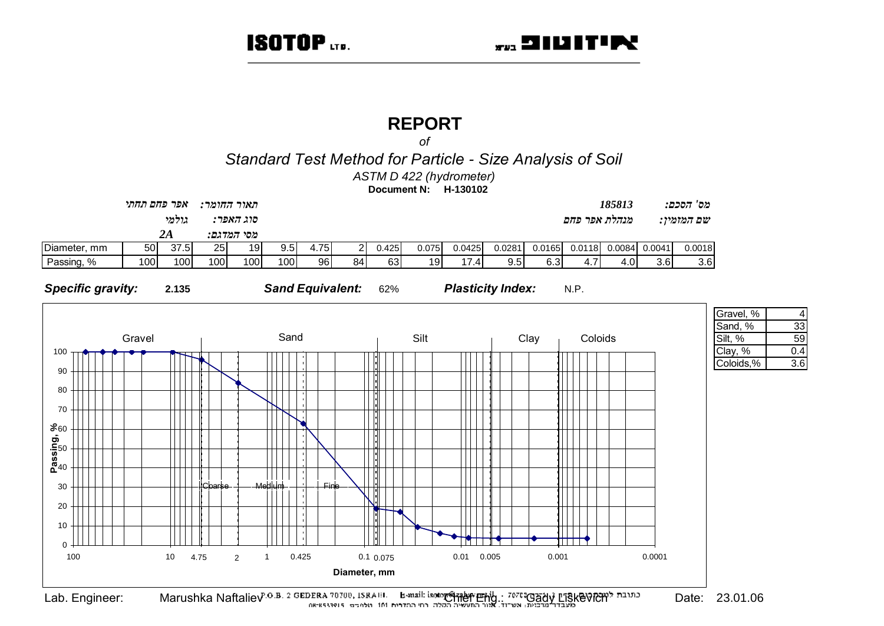ISOTOP LTD. איזוטופ בע"מ

# REPORT

*of*

## *Standard Test Method for Particle - Size Analysis of Soil*

*ASTM D 422 (hydrometer)*

**Document N: H-130102**

*מס' הסכם:* **185813**

*שם המזמין:* מנהלת אפר פחם

*תאור החומר:* אפר פחם תחתי

*סוג האפר:* גולמי

*מסי המדגם:* **2A**

| Diameter, mm | 50 | 37.5 | 25 | 19 | 9.5 | 4.75 | 2 | 0.425 | 0.075 | 0.0425 | 0.0281 | 0.0165 | 0.0118 | 0.0084 | 0.0041 | 0.0018 |
|---|---|---|---|---|---|---|---|---|---|---|---|---|---|---|---|---|
| Passing, % | 100 | 100 | 100 | 100 | 100 | 96 | 84 | 63 | 19 | 17.4 | 9.5 | 6.3 | 4.7 | 4.0 | 3.6 | 3.6 |

***Specific gravity:*** **2.135** ***Sand Equivalent:*** 62% ***Plasticity Index:*** N.P.

| Gravel, % | 4 |
|---|---|
| Sand, % | 33 |
| Silt, % | 59 |
| Clay, % | 0.4 |
| Coloids,% | 3.6 |

Lab. Engineer: Marushka Naftaliev Chief Eng.: Gady Liskevich Date: 23.01.06

P.O.B. 2 GEDERA 70700, ISRAEL E-mail: isotop@zahav.net.il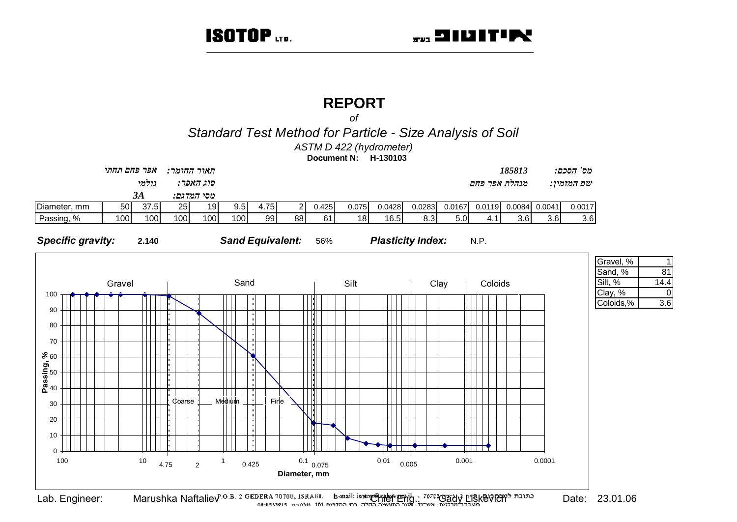ISOTOP LTD. — איזוטופ בע"מ

# REPORT

*of*

## *Standard Test Method for Particle - Size Analysis of Soil*

*ASTM D 422 (hydrometer)*

**Document N: H-130103**

*מס' הסכם:* **185813**

*שם המזמין:* מנהלת אפר פחם

*תאור החומר:* אפר פחם תחתי

*סוג האפר:* גולמי

*מסי המדגם:* **3A**

| Diameter, mm | 50 | 37.5 | 25 | 19 | 9.5 | 4.75 | 2 | 0.425 | 0.075 | 0.0428 | 0.0283 | 0.0167 | 0.0119 | 0.0084 | 0.0041 | 0.0017 |
|---|---|---|---|---|---|---|---|---|---|---|---|---|---|---|---|---|
| Passing, % | 100 | 100 | 100 | 100 | 100 | 99 | 88 | 61 | 18 | 16.5 | 8.3 | 5.0 | 4.1 | 3.6 | 3.6 | 3.6 |

***Specific gravity:*** 2.140  ***Sand Equivalent:*** 56%  ***Plasticity Index:*** N.P.

| Gravel, % | 1 |
|---|---|
| Sand, % | 81 |
| Silt, % | 14.4 |
| Clay, % | 0 |
| Coloids,% | 3.6 |

Lab. Engineer: Marushka Naftaliev  Chief Eng.: Gady Liskevich  Date: 23.01.06

P.O.B. 2 GEDERA 70700, ISRAEL E-mail: isotop@zahav.net.il  כתובת למכתבים: ת.ד. 2 גדרה 70700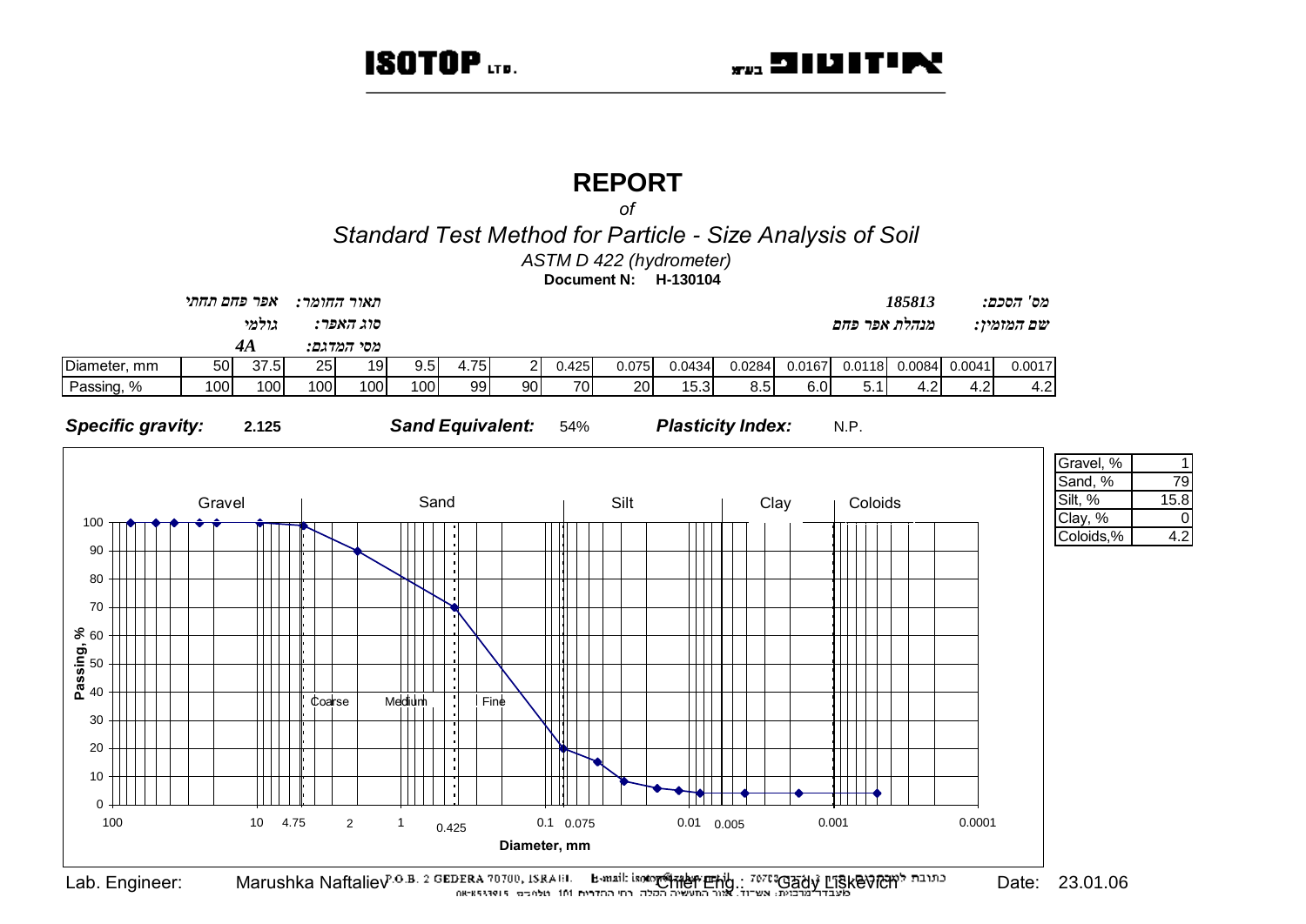ISOTOP LTD. — איזוטופ בע"מ

# REPORT

*of*

## *Standard Test Method for Particle - Size Analysis of Soil*

*ASTM D 422 (hydrometer)*

**Document N: H-130104**

| | |
|---|---|
| מס' הסכם: | 185813 |
| שם המזמין: | מנהלת אפר פחם |
| תאור החומר: | אפר פחם תחתי |
| סוג האפר: | גולמי |
| מסי המדגם: | 4A |

| Diameter, mm | 50 | 37.5 | 25 | 19 | 9.5 | 4.75 | 2 | 0.425 | 0.075 | 0.0434 | 0.0284 | 0.0167 | 0.0118 | 0.0084 | 0.0041 | 0.0017 |
|---|---|---|---|---|---|---|---|---|---|---|---|---|---|---|---|---|
| Passing, % | 100 | 100 | 100 | 100 | 100 | 99 | 90 | 70 | 20 | 15.3 | 8.5 | 6.0 | 5.1 | 4.2 | 4.2 | 4.2 |

***Specific gravity:*** 2.125 ***Sand Equivalent:*** 54% ***Plasticity Index:*** N.P.

| | |
|---|---|
| Gravel, % | 1 |
| Sand, % | 79 |
| Silt, % | 15.8 |
| Clay, % | 0 |
| Coloids,% | 4.2 |

Lab. Engineer: Marushka Naftaliev Chief Eng.: Gady Liskevich Date: 23.01.06

P.O.B. 2 GEDERA 70700, ISRAEL E-mail: isotop@zahav.net.il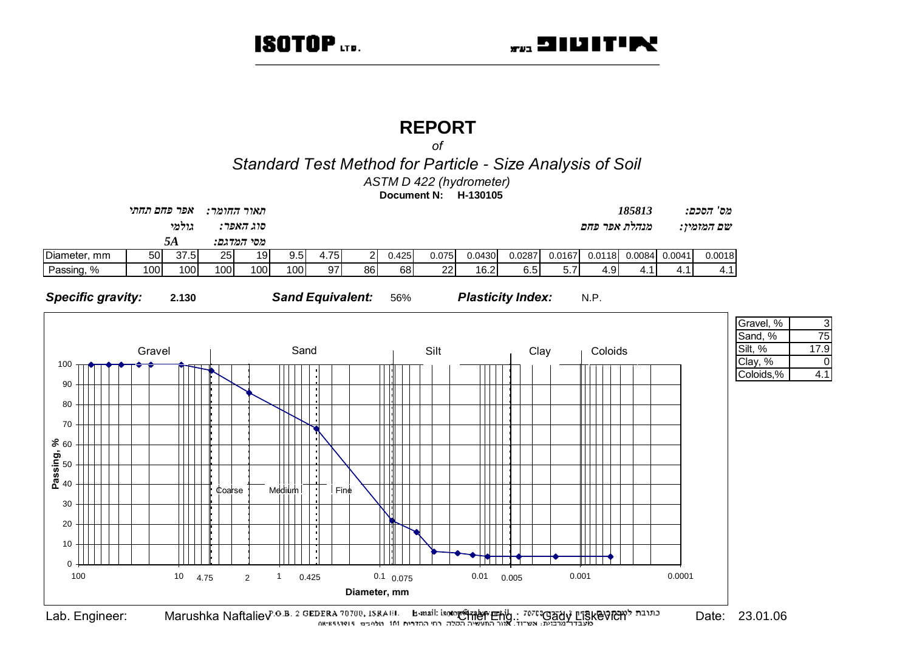ISOTOP LTD. איזוטופ בע"מ

# REPORT

*of*

## *Standard Test Method for Particle - Size Analysis of Soil*

*ASTM D 422 (hydrometer)*

**Document N: H-130105**

*תאור החומר:* *אפר פחם תחתי*

*סוג האפר:* *גולמי*

*מסי המדגם:* *5A*

*מס' הסכם:* *185813*

*שם המזמין:* *מנהלת אפר פחם*

| Diameter, mm | 50 | 37.5 | 25 | 19 | 9.5 | 4.75 | 2 | 0.425 | 0.075 | 0.0430 | 0.0287 | 0.0167 | 0.0118 | 0.0084 | 0.0041 | 0.0018 |
|---|---|---|---|---|---|---|---|---|---|---|---|---|---|---|---|---|
| Passing, % | 100 | 100 | 100 | 100 | 100 | 97 | 86 | 68 | 22 | 16.2 | 6.5 | 5.7 | 4.9 | 4.1 | 4.1 | 4.1 |

***Specific gravity:*** 2.130 ***Sand Equivalent:*** 56% ***Plasticity Index:*** N.P.

| Gravel, % | 3 |
|---|---|
| Sand, % | 75 |
| Silt, % | 17.9 |
| Clay, % | 0 |
| Coloids,% | 4.1 |

Lab. Engineer: Marushka Naftaliev Chief Eng.: Gady Liskevich Date: 23.01.06

P.O.B. 2 GEDERA 70700, ISRAEL E-mail: isotop@zahav.net.il כתובת למכתבים: ת.ד. 2 גדרה 70700

מעבדה מרכזית: אשדוד, אזור התעשייה הקלה, רח' הנדבים 101 טלפקס: 08-8533815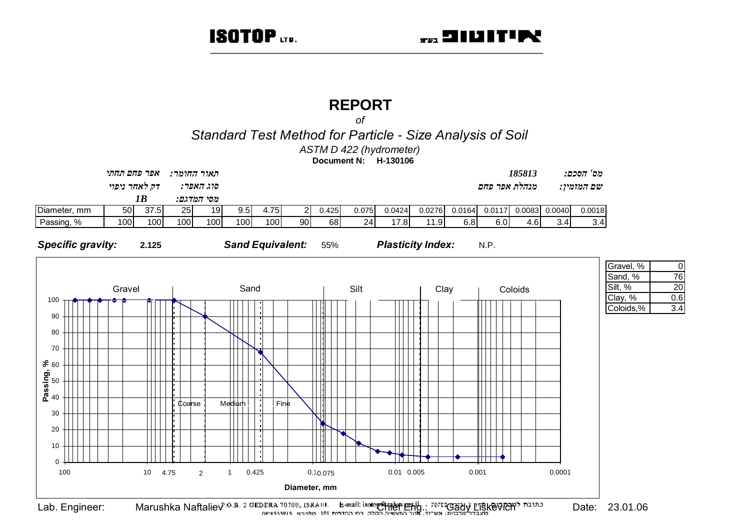ISOTOP LTD. איזוטופ בע"מ

# REPORT

*of*

## Standard Test Method for Particle - Size Analysis of Soil

*ASTM D 422 (hydrometer)*

**Document N: H-130106**

| | |
|---|---|
| מס' הסכם: | 185813 |
| שם המזמין: | מנהלת אפר פחם |
| תאור החומר: | אפר פחם תחתי |
| סוג האפר: | דק לאחר ניפוי |
| מסי המדגם: | 1B |

| Diameter, mm | 50 | 37.5 | 25 | 19 | 9.5 | 4.75 | 2 | 0.425 | 0.075 | 0.0424 | 0.0276 | 0.0164 | 0.0117 | 0.0083 | 0.0040 | 0.0018 |
|---|---|---|---|---|---|---|---|---|---|---|---|---|---|---|---|---|
| Passing, % | 100 | 100 | 100 | 100 | 100 | 100 | 90 | 68 | 24 | 17.8 | 11.9 | 6.8 | 6.0 | 4.6 | 3.4 | 3.4 |

**Specific gravity:** 2.125 **Sand Equivalent:** 55% **Plasticity Index:** N.P.

| | |
|---|---|
| Gravel, % | 0 |
| Sand, % | 76 |
| Silt, % | 20 |
| Clay, % | 0.6 |
| Coloids,% | 3.4 |

Lab. Engineer: Marushka Naftaliev Chief Eng.: Gady Liskevich Date: 23.01.06

P.O.B. 2 GEDERA 70700, ISRAEL E-mail: isotop@zahav.net.il כתובת למכתבים: ת.ד. 2 גדרה 70700

מעבדה מרכזית: אשדוד, אזור התעשייה הקלה, רח' הנדריות 101 טלפון: 08-8533815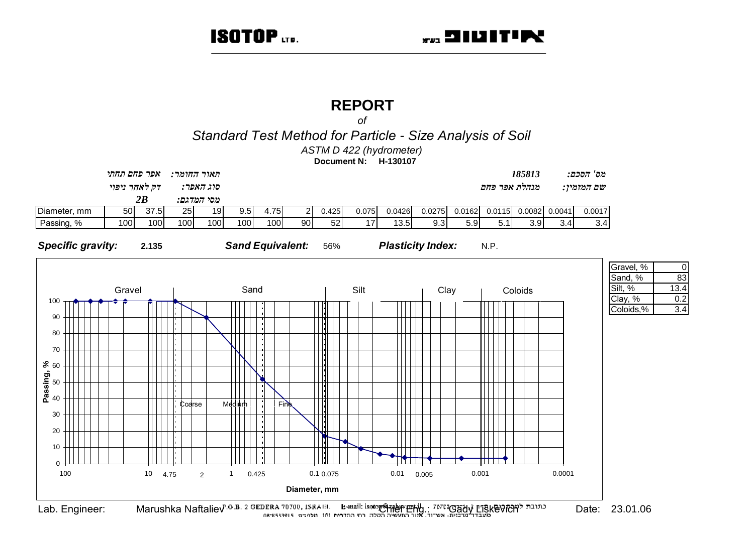ISOTOP LTD. איזוטופ בע"מ

# REPORT

*of*

## *Standard Test Method for Particle - Size Analysis of Soil*

*ASTM D 422 (hydrometer)*

**Document N: H-130107**

| | |
|---|---|
| *מס' הסכם:* | *185813* |
| *שם המזמין:* | *מנהלת אפר פחם* |
| *תאור החומר:* | *אפר פחם תחתי* |
| *סוג האפר:* | *דק לאחר ניפוי* |
| *מסי המדגם:* | ***2B*** |

| Diameter, mm | 50 | 37.5 | 25 | 19 | 9.5 | 4.75 | 2 | 0.425 | 0.075 | 0.0426 | 0.0275 | 0.0162 | 0.0115 | 0.0082 | 0.0041 | 0.0017 |
|---|---|---|---|---|---|---|---|---|---|---|---|---|---|---|---|---|
| Passing, % | 100 | 100 | 100 | 100 | 100 | 100 | 90 | 52 | 17 | 13.5 | 9.3 | 5.9 | 5.1 | 3.9 | 3.4 | 3.4 |

***Specific gravity:*** 2.135 ***Sand Equivalent:*** 56% ***Plasticity Index:*** N.P.

| | |
|---|---|
| Gravel, % | 0 |
| Sand, % | 83 |
| Silt, % | 13.4 |
| Clay, % | 0.2 |
| Coloids,% | 3.4 |

Lab. Engineer: Marushka Naftaliev Chief Eng.: Gady Liskevich Date: 23.01.06

P.O.B. 2 GEDERA 70700, ISRAEL

מעבדה מרכזית: אשדוד, אזור התעשייה הקלה, רחוב החרושת 101 טלפון 08-8533815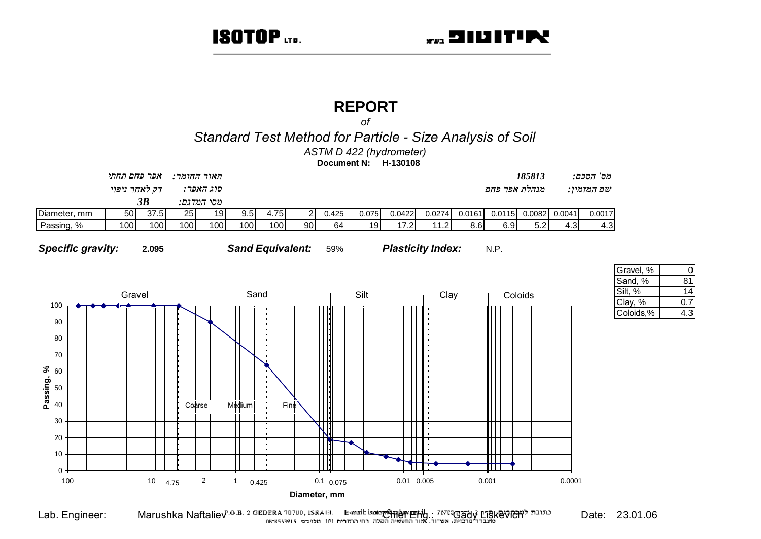ISOTOP LTD. — איזוטופ בע"מ

# REPORT

*of*

## *Standard Test Method for Particle - Size Analysis of Soil*

*ASTM D 422 (hydrometer)*

**Document N: H-130108**

| | |
|---|---|
| מס' הסכם: | 185813 |
| שם המזמין: | מנהלת אפר פחם |
| תאור החומר: | אפר פחם תחתי |
| סוג האפר: | דק לאחר ניפוי |
| מסי המדגם: | 3B |

| Diameter, mm | 50 | 37.5 | 25 | 19 | 9.5 | 4.75 | 2 | 0.425 | 0.075 | 0.0422 | 0.0274 | 0.0161 | 0.0115 | 0.0082 | 0.0041 | 0.0017 |
|---|---|---|---|---|---|---|---|---|---|---|---|---|---|---|---|---|
| Passing, % | 100 | 100 | 100 | 100 | 100 | 100 | 90 | 64 | 19 | 17.2 | 11.2 | 8.6 | 6.9 | 5.2 | 4.3 | 4.3 |

***Specific gravity:*** **2.095** ***Sand Equivalent:*** 59% ***Plasticity Index:*** N.P.

| | |
|---|---|
| Gravel, % | 0 |
| Sand, % | 81 |
| Silt, % | 14 |
| Clay, % | 0.7 |
| Coloids,% | 4.3 |

Lab. Engineer: Marushka Naftaliev Chief Eng.: Gady Liskevich Date: 23.01.06

P.O.B. 2 GEDERA 70700, ISRAEL E-mail: isotop@zahav.net.il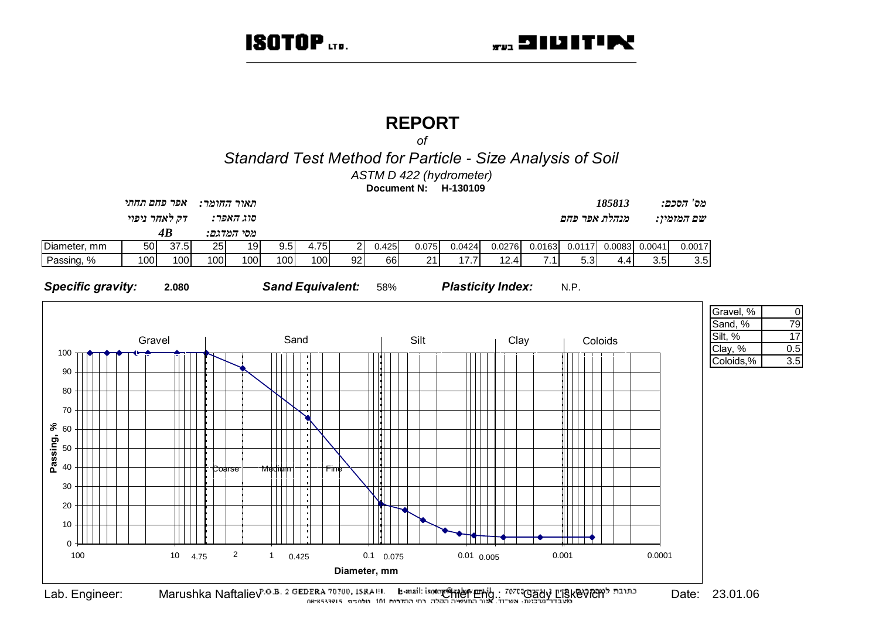ISOTOP LTD. — איזוטופ בע"מ

# REPORT

*of*

## *Standard Test Method for Particle - Size Analysis of Soil*

*ASTM D 422 (hydrometer)*

**Document N: H-130109**

| | |
|---|---|
| תאור החומר: | אפר פחם תחתי |
| סוג האפר: | דק לאחר ניפוי |
| מסי המדגם: | **4B** |
| מס' הסכם: | 185813 |
| שם המזמין: | מנהלת אפר פחם |

| Diameter, mm | 50 | 37.5 | 25 | 19 | 9.5 | 4.75 | 2 | 0.425 | 0.075 | 0.0424 | 0.0276 | 0.0163 | 0.0117 | 0.0083 | 0.0041 | 0.0017 |
|---|---|---|---|---|---|---|---|---|---|---|---|---|---|---|---|---|
| Passing, % | 100 | 100 | 100 | 100 | 100 | 100 | 92 | 66 | 21 | 17.7 | 12.4 | 7.1 | 5.3 | 4.4 | 3.5 | 3.5 |

***Specific gravity:*** 2.080 ***Sand Equivalent:*** 58% ***Plasticity Index:*** N.P.

| | |
|---|---|
| Gravel, % | 0 |
| Sand, % | 79 |
| Silt, % | 17 |
| Clay, % | 0.5 |
| Coloids,% | 3.5 |

Lab. Engineer: Marushka Naftaliev Chief Eng.: Gady Liskevich Date: 23.01.06

P.O.B. 2 GEDERA 70700, ISRAEL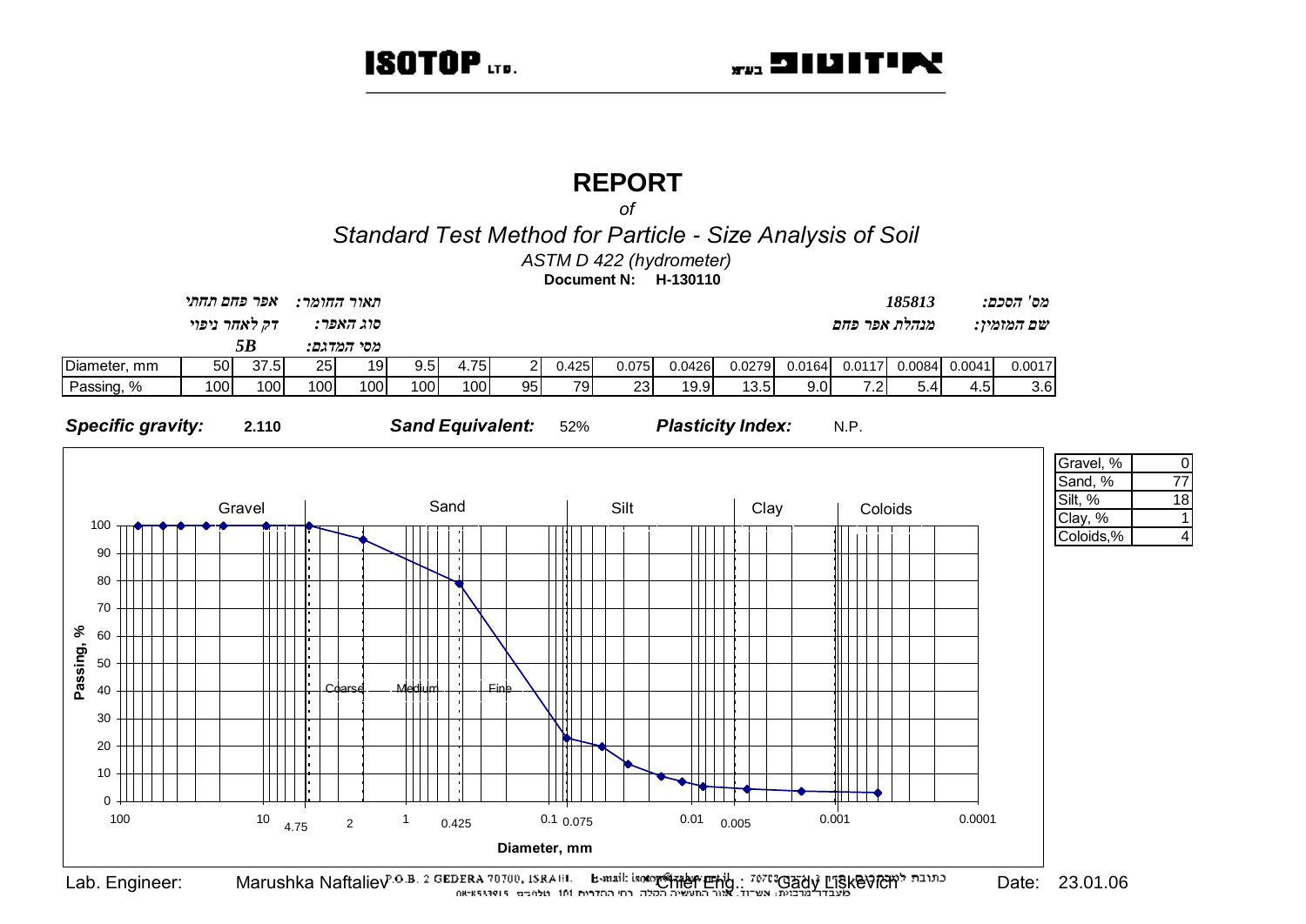ISOTOP LTD. — איזוטופ בע"מ

# REPORT

*of*

## *Standard Test Method for Particle - Size Analysis of Soil*

*ASTM D 422 (hydrometer)*

**Document N: H-130110**

*תאור החומר: אפר פחם תחתי*

*סוג האפר: דק לאחר ניפוי*

*מסי המדגם: 5B*

*מס' הסכם: 185813*

*שם המזמין: מנהלת אפר פחם*

| Diameter, mm | 50 | 37.5 | 25 | 19 | 9.5 | 4.75 | 2 | 0.425 | 0.075 | 0.0426 | 0.0279 | 0.0164 | 0.0117 | 0.0084 | 0.0041 | 0.0017 |
|---|---|---|---|---|---|---|---|---|---|---|---|---|---|---|---|---|
| Passing, % | 100 | 100 | 100 | 100 | 100 | 100 | 95 | 79 | 23 | 19.9 | 13.5 | 9.0 | 7.2 | 5.4 | 4.5 | 3.6 |

***Specific gravity:*** 2.110 ***Sand Equivalent:*** 52% ***Plasticity Index:*** N.P.

| Gravel, % | 0 |
|---|---|
| Sand, % | 77 |
| Silt, % | 18 |
| Clay, % | 1 |
| Coloids,% | 4 |

Lab. Engineer: Marushka Naftaliev Chief Eng.: Gady Liskevich Date: 23.01.06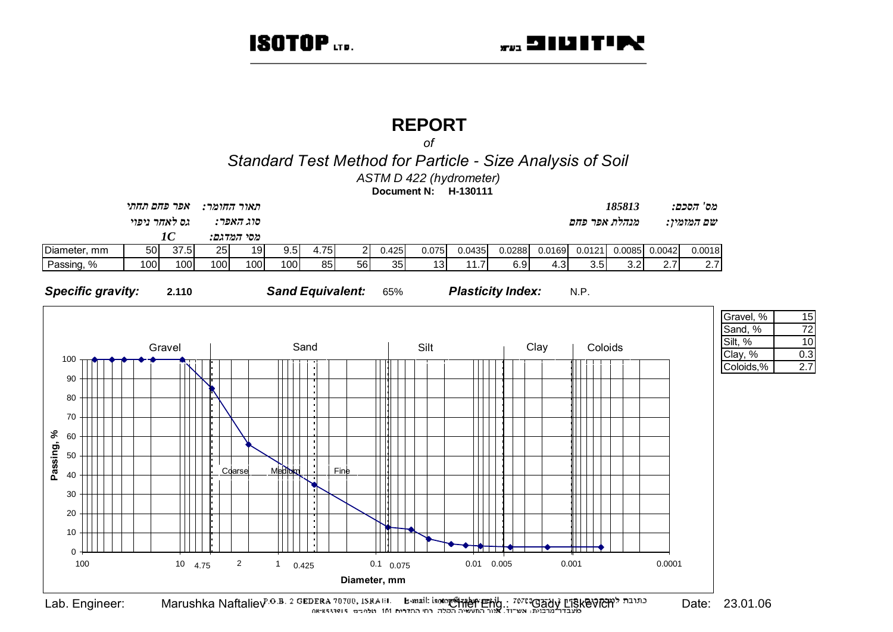ISOTOP LTD. איזוטופ בע"מ

# REPORT

*of*

## *Standard Test Method for Particle - Size Analysis of Soil*

*ASTM D 422 (hydrometer)*

**Document N: H-130111**

מס' הסכם: 185813

שם המזמין: מנהלת אפר פחם

תאור החומר: אפר פחם תחתי

סוג האפר: גס לאחר ניפוי

מסי המדגם: 1C

| Diameter, mm | 50 | 37.5 | 25 | 19 | 9.5 | 4.75 | 2 | 0.425 | 0.075 | 0.0435 | 0.0288 | 0.0169 | 0.0121 | 0.0085 | 0.0042 | 0.0018 |
|---|---|---|---|---|---|---|---|---|---|---|---|---|---|---|---|---|
| Passing, % | 100 | 100 | 100 | 100 | 100 | 85 | 56 | 35 | 13 | 11.7 | 6.9 | 4.3 | 3.5 | 3.2 | 2.7 | 2.7 |

***Specific gravity:*** 2.110 ***Sand Equivalent:*** 65% ***Plasticity Index:*** N.P.

| Gravel, % | 15 |
|---|---|
| Sand, % | 72 |
| Silt, % | 10 |
| Clay, % | 0.3 |
| Coloids,% | 2.7 |

Lab. Engineer: Marushka Naftaliev Chief Eng.: Gady Liskevich Date: 23.01.06

P.O.B. 2 GEDERA 70700, ISRAEL E-mail: isotop@zahav.net.il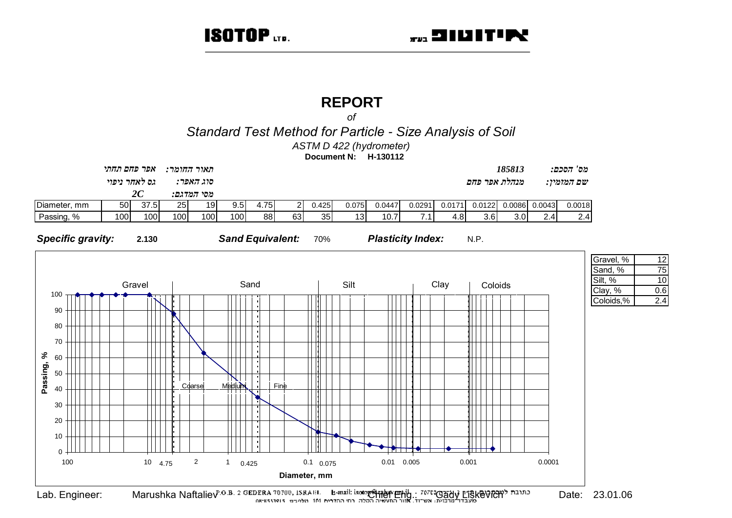ISOTOP LTD. איזוטופ בע"מ

# REPORT

*of*

## *Standard Test Method for Particle - Size Analysis of Soil*

*ASTM D 422 (hydrometer)*

**Document N: H-130112**

*מס' הסכם:* *185813*

*שם המזמין:* *מנהלת אפר פחם*

*תאור החומר:* *אפר פחם תחתי*

*סוג האפר:* *גס לאחר ניפוי*

*מסי המדגם:* ***2C***

| Diameter, mm | 50 | 37.5 | 25 | 19 | 9.5 | 4.75 | 2 | 0.425 | 0.075 | 0.0447 | 0.0291 | 0.0171 | 0.0122 | 0.0086 | 0.0043 | 0.0018 |
|---|---|---|---|---|---|---|---|---|---|---|---|---|---|---|---|---|
| Passing, % | 100 | 100 | 100 | 100 | 100 | 88 | 63 | 35 | 13 | 10.7 | 7.1 | 4.8 | 3.6 | 3.0 | 2.4 | 2.4 |

***Specific gravity:*** **2.130** ***Sand Equivalent:*** 70% ***Plasticity Index:*** N.P.

| | |
|---|---|
| Gravel, % | 12 |
| Sand, % | 75 |
| Silt, % | 10 |
| Clay, % | 0.6 |
| Coloids,% | 2.4 |

Lab. Engineer: Marushka Naftaliev Chief Eng.: Gady Liskevich Date: 23.01.06

P.O.B. 2 GEDERA 70700, ISRAEL כתובת למכתבים: ת.ד. 2 גדרה 70700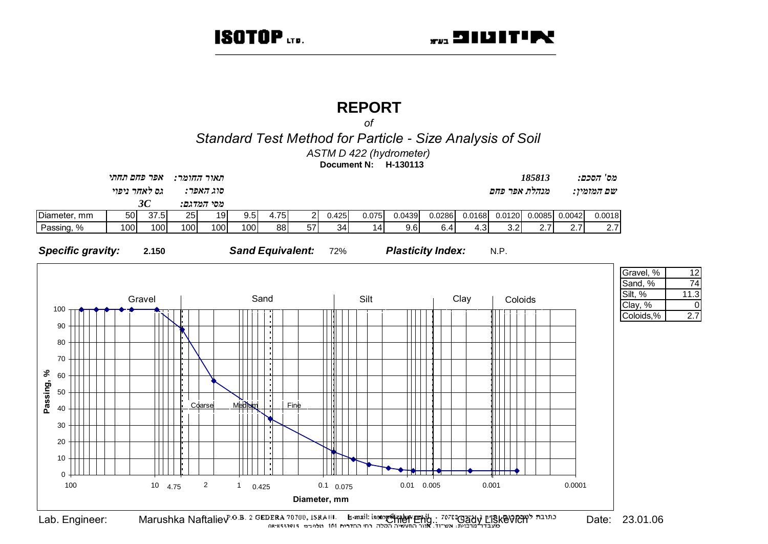ISOTOP LTD. | איזוטופ בע"מ

# REPORT

*of*

## *Standard Test Method for Particle - Size Analysis of Soil*

*ASTM D 422 (hydrometer)*

**Document N: H-130113**

| | | | |
|---|---|---|---|
| תאור החומר: | אפר פחם תחתי | מס' הסכם: | 185813 |
| סוג האפר: | גס לאחר ניפוי | שם המזמין: | מנהלת אפר פחם |
| מסי המדגם: | 3C | | |

| Diameter, mm | 50 | 37.5 | 25 | 19 | 9.5 | 4.75 | 2 | 0.425 | 0.075 | 0.0439 | 0.0286 | 0.0168 | 0.0120 | 0.0085 | 0.0042 | 0.0018 |
|---|---|---|---|---|---|---|---|---|---|---|---|---|---|---|---|---|
| Passing, % | 100 | 100 | 100 | 100 | 100 | 88 | 57 | 34 | 14 | 9.6 | 6.4 | 4.3 | 3.2 | 2.7 | 2.7 | 2.7 |

***Specific gravity:*** 2.150 ***Sand Equivalent:*** 72% ***Plasticity Index:*** N.P.

| | |
|---|---|
| Gravel, % | 12 |
| Sand, % | 74 |
| Silt, % | 11.3 |
| Clay, % | 0 |
| Coloids,% | 2.7 |

Lab. Engineer: Marushka Naftaliev Chief Eng.: Gady Liskevich Date: 23.01.06

P.O.B. 2 GEDERA 70700, ISRAEL E-mail: isotop@zahav.net.il כתובת למכתבים: ת.ד. 2 גדרה 70700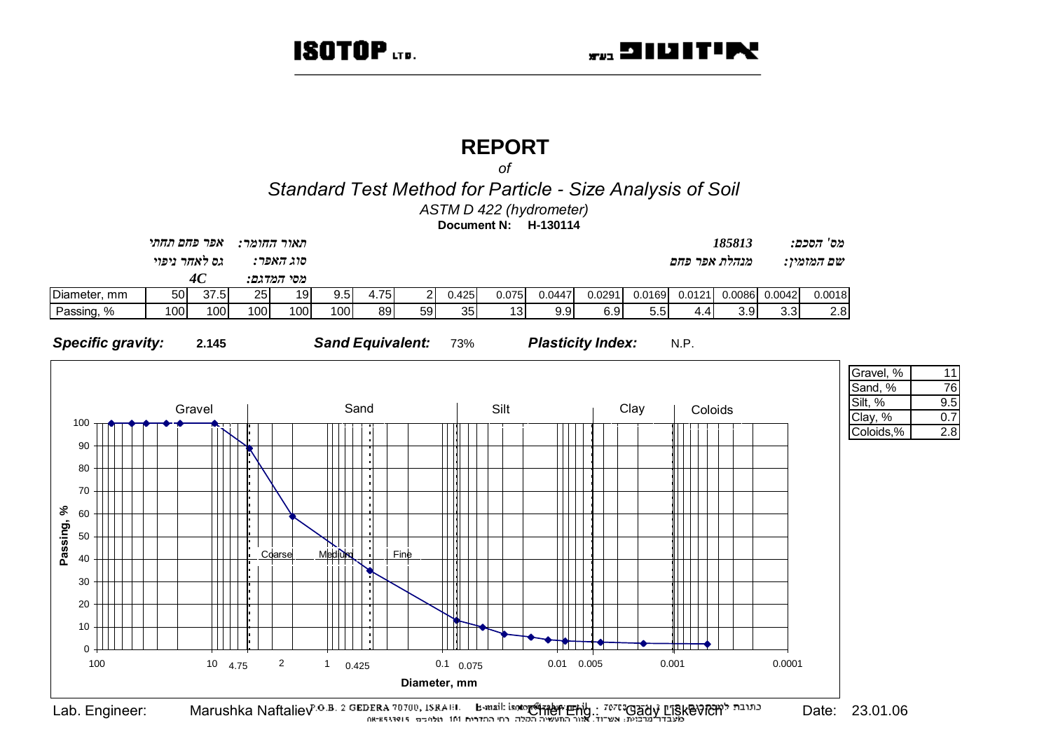ISOTOP LTD. — איזוטופ בע"מ

# REPORT

*of*

## *Standard Test Method for Particle - Size Analysis of Soil*

*ASTM D 422 (hydrometer)*

**Document N: H-130114**

*תאור החומר:* *אפר פחם תחתי* *מס' הסכם:* *185813*

*סוג האפר:* *גס לאחר ניפוי* *שם המזמין:* *מנהלת אפר פחם*

*מסי המדגם:* *4C*

| Diameter, mm | 50 | 37.5 | 25 | 19 | 9.5 | 4.75 | 2 | 0.425 | 0.075 | 0.0447 | 0.0291 | 0.0169 | 0.0121 | 0.0086 | 0.0042 | 0.0018 |
|---|---|---|---|---|---|---|---|---|---|---|---|---|---|---|---|---|
| Passing, % | 100 | 100 | 100 | 100 | 100 | 89 | 59 | 35 | 13 | 9.9 | 6.9 | 5.5 | 4.4 | 3.9 | 3.3 | 2.8 |

***Specific gravity:*** 2.145 ***Sand Equivalent:*** 73% ***Plasticity Index:*** N.P.

| Gravel, % | 11 |
|---|---|
| Sand, % | 76 |
| Silt, % | 9.5 |
| Clay, % | 0.7 |
| Coloids,% | 2.8 |

Lab. Engineer: Marushka Naftaliev Chief Eng.: Gady Liskevich Date: 23.01.06

P.O.B. 2 GEDERA 70700, ISRAEL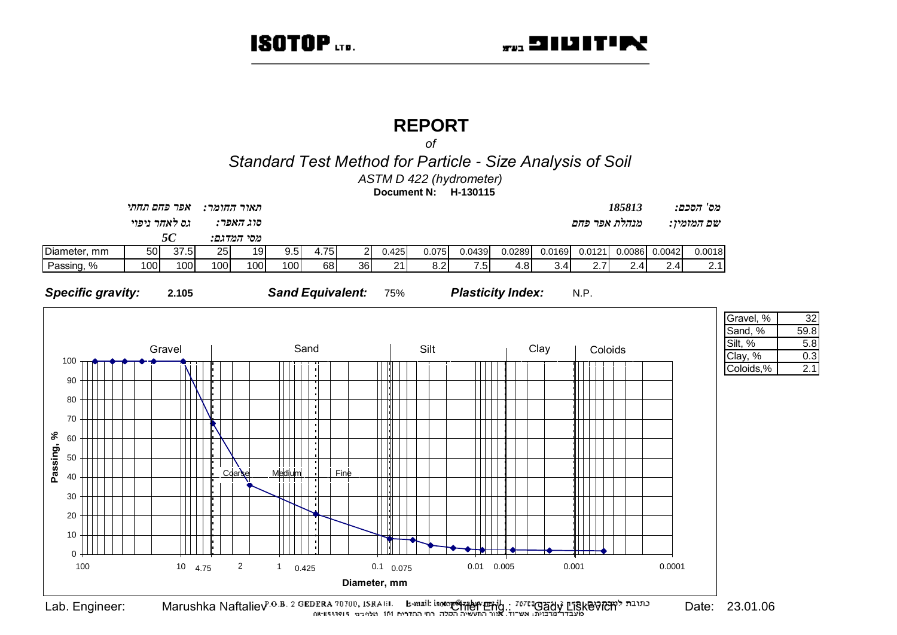ISOTOP LTD. איזוטופ בע"מ

# REPORT

*of*

## *Standard Test Method for Particle - Size Analysis of Soil*

*ASTM D 422 (hydrometer)*

**Document N: H-130115**

תאור החומר: אפר פחם תחתי

סוג האפר: גס לאחר ניפוי

מסי המדגם: 5C

מס' הסכם: 185813

שם המזמין: מנהלת אפר פחם

| | | | | | | | | | | | | | | | | |
|---|---|---|---|---|---|---|---|---|---|---|---|---|---|---|---|---|
| Diameter, mm | 50 | 37.5 | 25 | 19 | 9.5 | 4.75 | 2 | 0.425 | 0.075 | 0.0439 | 0.0289 | 0.0169 | 0.0121 | 0.0086 | 0.0042 | 0.0018 |
| Passing, % | 100 | 100 | 100 | 100 | 100 | 68 | 36 | 21 | 8.2 | 7.5 | 4.8 | 3.4 | 2.7 | 2.4 | 2.4 | 2.1 |

***Specific gravity:*** 2.105 ***Sand Equivalent:*** 75% ***Plasticity Index:*** N.P.

Gravel Sand Silt Clay Coloids

Coarse Medium Fine

Passing, %

100 90 80 70 60 50 40 30 20 10 0

100 10 4.75 2 1 0.425 0.1 0.075 0.01 0.005 0.001 0.0001

Diameter, mm

| | |
|---|---|
| Gravel, % | 32 |
| Sand, % | 59.8 |
| Silt, % | 5.8 |
| Clay, % | 0.3 |
| Coloids,% | 2.1 |

Lab. Engineer: Marushka Naftaliev Chief Eng.: Gady Liskevich Date: 23.01.06

P.O.B. 2 GEDERA 70700, ISRAEL E-mail: isotop@zahav.net.il